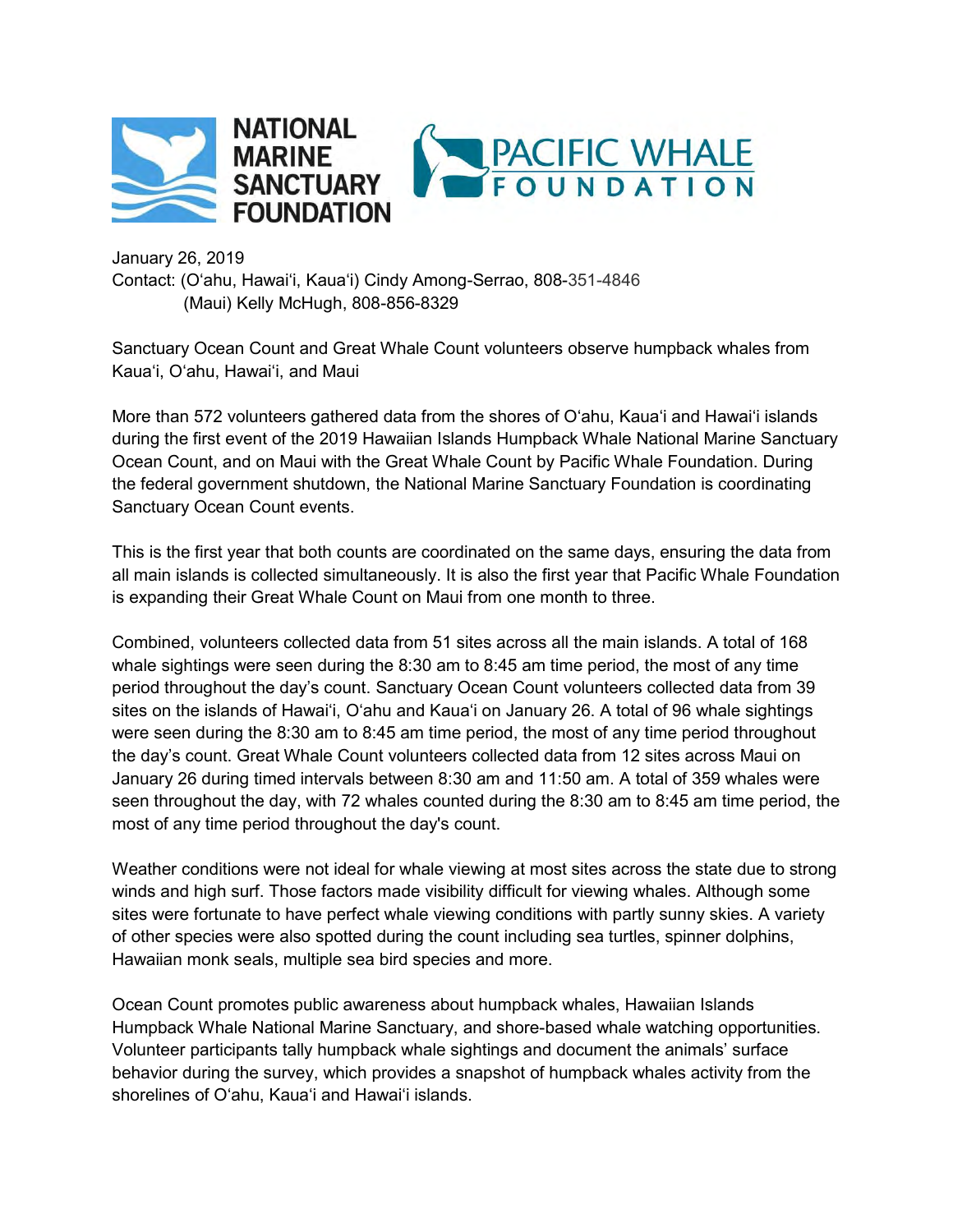NATIONAL MARINE SANCTUARY FOUNDATION

PACIFIC WHALE FOUNDATION

January 26, 2019
Contact: (Oʻahu, Hawaiʻi, Kauaʻi) Cindy Among-Serrao, 808-351-4846
(Maui) Kelly McHugh, 808-856-8329

Sanctuary Ocean Count and Great Whale Count volunteers observe humpback whales from Kauaʻi, Oʻahu, Hawaiʻi, and Maui

More than 572 volunteers gathered data from the shores of Oʻahu, Kauaʻi and Hawaiʻi islands during the first event of the 2019 Hawaiian Islands Humpback Whale National Marine Sanctuary Ocean Count, and on Maui with the Great Whale Count by Pacific Whale Foundation. During the federal government shutdown, the National Marine Sanctuary Foundation is coordinating Sanctuary Ocean Count events.

This is the first year that both counts are coordinated on the same days, ensuring the data from all main islands is collected simultaneously. It is also the first year that Pacific Whale Foundation is expanding their Great Whale Count on Maui from one month to three.

Combined, volunteers collected data from 51 sites across all the main islands. A total of 168 whale sightings were seen during the 8:30 am to 8:45 am time period, the most of any time period throughout the day's count. Sanctuary Ocean Count volunteers collected data from 39 sites on the islands of Hawaiʻi, Oʻahu and Kauaʻi on January 26. A total of 96 whale sightings were seen during the 8:30 am to 8:45 am time period, the most of any time period throughout the day's count. Great Whale Count volunteers collected data from 12 sites across Maui on January 26 during timed intervals between 8:30 am and 11:50 am. A total of 359 whales were seen throughout the day, with 72 whales counted during the 8:30 am to 8:45 am time period, the most of any time period throughout the day's count.

Weather conditions were not ideal for whale viewing at most sites across the state due to strong winds and high surf. Those factors made visibility difficult for viewing whales. Although some sites were fortunate to have perfect whale viewing conditions with partly sunny skies. A variety of other species were also spotted during the count including sea turtles, spinner dolphins, Hawaiian monk seals, multiple sea bird species and more.

Ocean Count promotes public awareness about humpback whales, Hawaiian Islands Humpback Whale National Marine Sanctuary, and shore-based whale watching opportunities. Volunteer participants tally humpback whale sightings and document the animals' surface behavior during the survey, which provides a snapshot of humpback whales activity from the shorelines of Oʻahu, Kauaʻi and Hawaiʻi islands.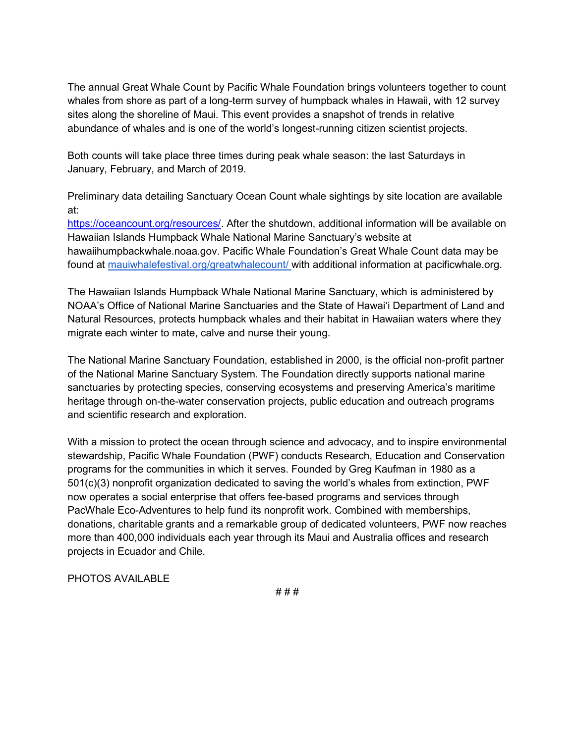The annual Great Whale Count by Pacific Whale Foundation brings volunteers together to count whales from shore as part of a long-term survey of humpback whales in Hawaii, with 12 survey sites along the shoreline of Maui. This event provides a snapshot of trends in relative abundance of whales and is one of the world's longest-running citizen scientist projects.

Both counts will take place three times during peak whale season: the last Saturdays in January, February, and March of 2019.

Preliminary data detailing Sanctuary Ocean Count whale sightings by site location are available at:
[https://oceancount.org/resources/](https://oceancount.org/resources/). After the shutdown, additional information will be available on Hawaiian Islands Humpback Whale National Marine Sanctuary's website at hawaiihumpbackwhale.noaa.gov. Pacific Whale Foundation's Great Whale Count data may be found at [mauiwhalefestival.org/greatwhalecount/](mauiwhalefestival.org/greatwhalecount/) with additional information at pacificwhale.org.

The Hawaiian Islands Humpback Whale National Marine Sanctuary, which is administered by NOAA's Office of National Marine Sanctuaries and the State of Hawai'i Department of Land and Natural Resources, protects humpback whales and their habitat in Hawaiian waters where they migrate each winter to mate, calve and nurse their young.

The National Marine Sanctuary Foundation, established in 2000, is the official non-profit partner of the National Marine Sanctuary System. The Foundation directly supports national marine sanctuaries by protecting species, conserving ecosystems and preserving America's maritime heritage through on-the-water conservation projects, public education and outreach programs and scientific research and exploration.

With a mission to protect the ocean through science and advocacy, and to inspire environmental stewardship, Pacific Whale Foundation (PWF) conducts Research, Education and Conservation programs for the communities in which it serves. Founded by Greg Kaufman in 1980 as a 501(c)(3) nonprofit organization dedicated to saving the world's whales from extinction, PWF now operates a social enterprise that offers fee-based programs and services through PacWhale Eco-Adventures to help fund its nonprofit work. Combined with memberships, donations, charitable grants and a remarkable group of dedicated volunteers, PWF now reaches more than 400,000 individuals each year through its Maui and Australia offices and research projects in Ecuador and Chile.

PHOTOS AVAILABLE

# # #